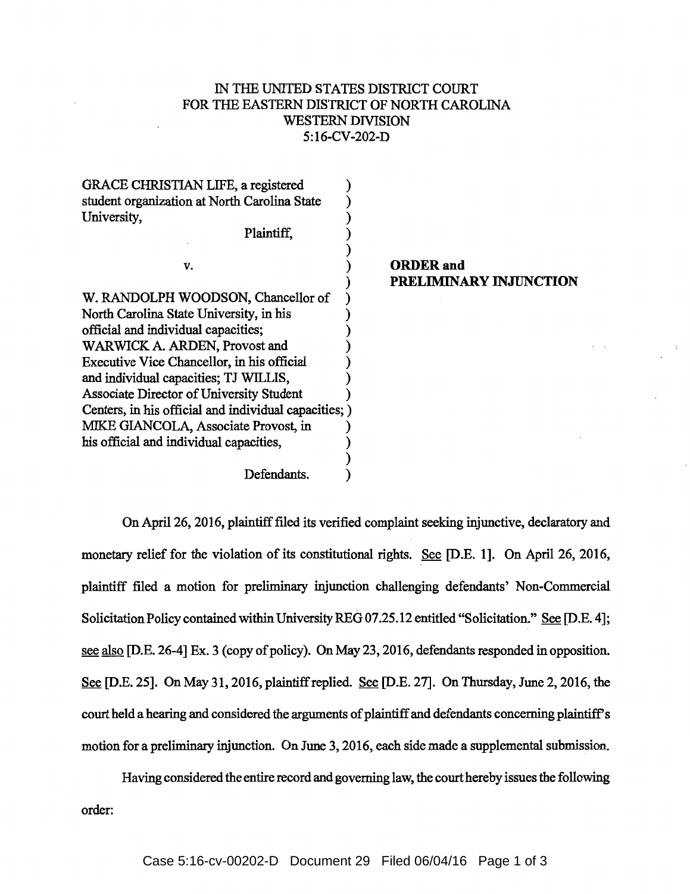IN THE UNITED STATES DISTRICT COURT
FOR THE EASTERN DISTRICT OF NORTH CAROLINA
WESTERN DIVISION
5:16-CV-202-D

GRACE CHRISTIAN LIFE, a registered student organization at North Carolina State University,

Plaintiff,

v.

W. RANDOLPH WOODSON, Chancellor of North Carolina State University, in his official and individual capacities; WARWICK A. ARDEN, Provost and Executive Vice Chancellor, in his official and individual capacities; TJ WILLIS, Associate Director of University Student Centers, in his official and individual capacities; MIKE GIANCOLA, Associate Provost, in his official and individual capacities,

Defendants.

**ORDER and PRELIMINARY INJUNCTION**

On April 26, 2016, plaintiff filed its verified complaint seeking injunctive, declaratory and monetary relief for the violation of its constitutional rights. See [D.E. 1]. On April 26, 2016, plaintiff filed a motion for preliminary injunction challenging defendants' Non-Commercial Solicitation Policy contained within University REG 07.25.12 entitled "Solicitation." See [D.E. 4]; see also [D.E. 26-4] Ex. 3 (copy of policy). On May 23, 2016, defendants responded in opposition. See [D.E. 25]. On May 31, 2016, plaintiff replied. See [D.E. 27]. On Thursday, June 2, 2016, the court held a hearing and considered the arguments of plaintiff and defendants concerning plaintiff's motion for a preliminary injunction. On June 3, 2016, each side made a supplemental submission.

Having considered the entire record and governing law, the court hereby issues the following order: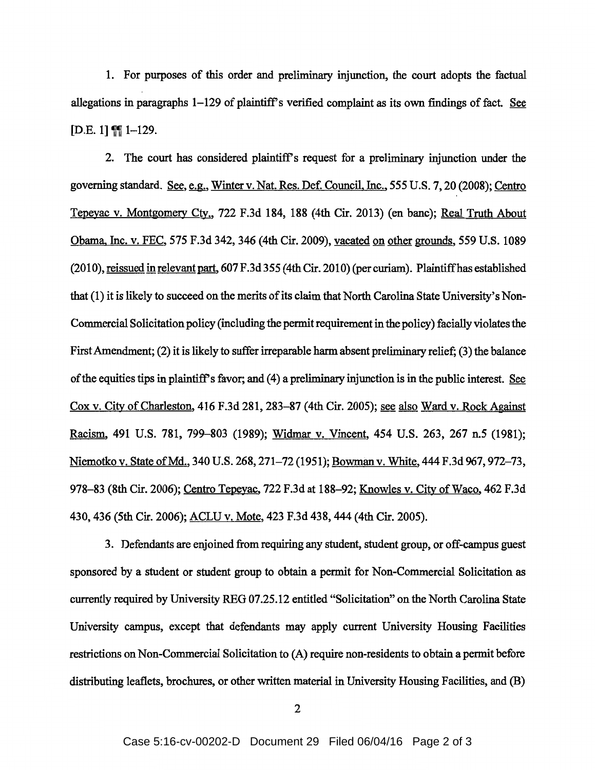1. For purposes of this order and preliminary injunction, the court adopts the factual allegations in paragraphs 1–129 of plaintiff's verified complaint as its own findings of fact. See [D.E. 1] ¶¶ 1–129.

2. The court has considered plaintiff's request for a preliminary injunction under the governing standard. See, e.g., Winter v. Nat. Res. Def. Council, Inc., 555 U.S. 7, 20 (2008); Centro Tepeyac v. Montgomery Cty., 722 F.3d 184, 188 (4th Cir. 2013) (en banc); Real Truth About Obama, Inc. v. FEC, 575 F.3d 342, 346 (4th Cir. 2009), vacated on other grounds, 559 U.S. 1089 (2010), reissued in relevant part, 607 F.3d 355 (4th Cir. 2010) (per curiam). Plaintiff has established that (1) it is likely to succeed on the merits of its claim that North Carolina State University's Non-Commercial Solicitation policy (including the permit requirement in the policy) facially violates the First Amendment; (2) it is likely to suffer irreparable harm absent preliminary relief; (3) the balance of the equities tips in plaintiff's favor; and (4) a preliminary injunction is in the public interest. See Cox v. City of Charleston, 416 F.3d 281, 283–87 (4th Cir. 2005); see also Ward v. Rock Against Racism, 491 U.S. 781, 799–803 (1989); Widmar v. Vincent, 454 U.S. 263, 267 n.5 (1981); Niemotko v. State of Md., 340 U.S. 268, 271–72 (1951); Bowman v. White, 444 F.3d 967, 972–73, 978–83 (8th Cir. 2006); Centro Tepeyac, 722 F.3d at 188–92; Knowles v. City of Waco, 462 F.3d 430, 436 (5th Cir. 2006); ACLU v. Mote, 423 F.3d 438, 444 (4th Cir. 2005).

3. Defendants are enjoined from requiring any student, student group, or off-campus guest sponsored by a student or student group to obtain a permit for Non-Commercial Solicitation as currently required by University REG 07.25.12 entitled "Solicitation" on the North Carolina State University campus, except that defendants may apply current University Housing Facilities restrictions on Non-Commercial Solicitation to (A) require non-residents to obtain a permit before distributing leaflets, brochures, or other written material in University Housing Facilities, and (B)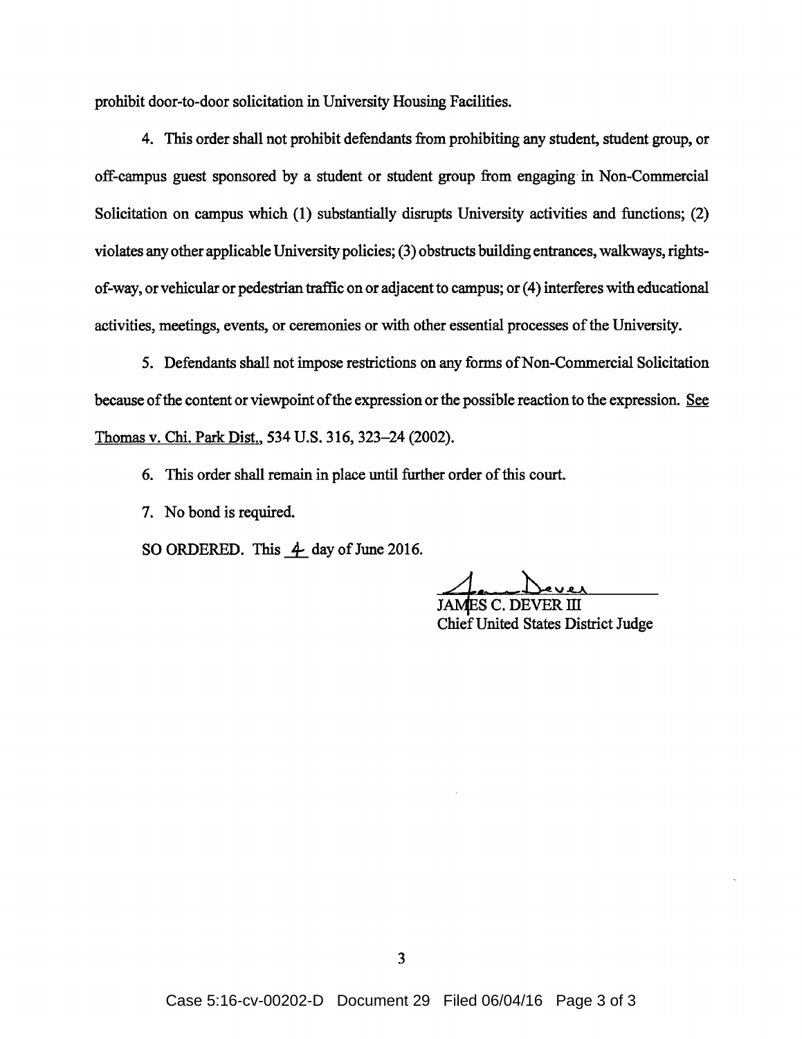prohibit door-to-door solicitation in University Housing Facilities.

4. This order shall not prohibit defendants from prohibiting any student, student group, or off-campus guest sponsored by a student or student group from engaging in Non-Commercial Solicitation on campus which (1) substantially disrupts University activities and functions; (2) violates any other applicable University policies; (3) obstructs building entrances, walkways, rights-of-way, or vehicular or pedestrian traffic on or adjacent to campus; or (4) interferes with educational activities, meetings, events, or ceremonies or with other essential processes of the University.

5. Defendants shall not impose restrictions on any forms of Non-Commercial Solicitation because of the content or viewpoint of the expression or the possible reaction to the expression. See Thomas v. Chi. Park Dist., 534 U.S. 316, 323–24 (2002).

6. This order shall remain in place until further order of this court.

7. No bond is required.

SO ORDERED. This 4 day of June 2016.

JAMES C. DEVER III
Chief United States District Judge